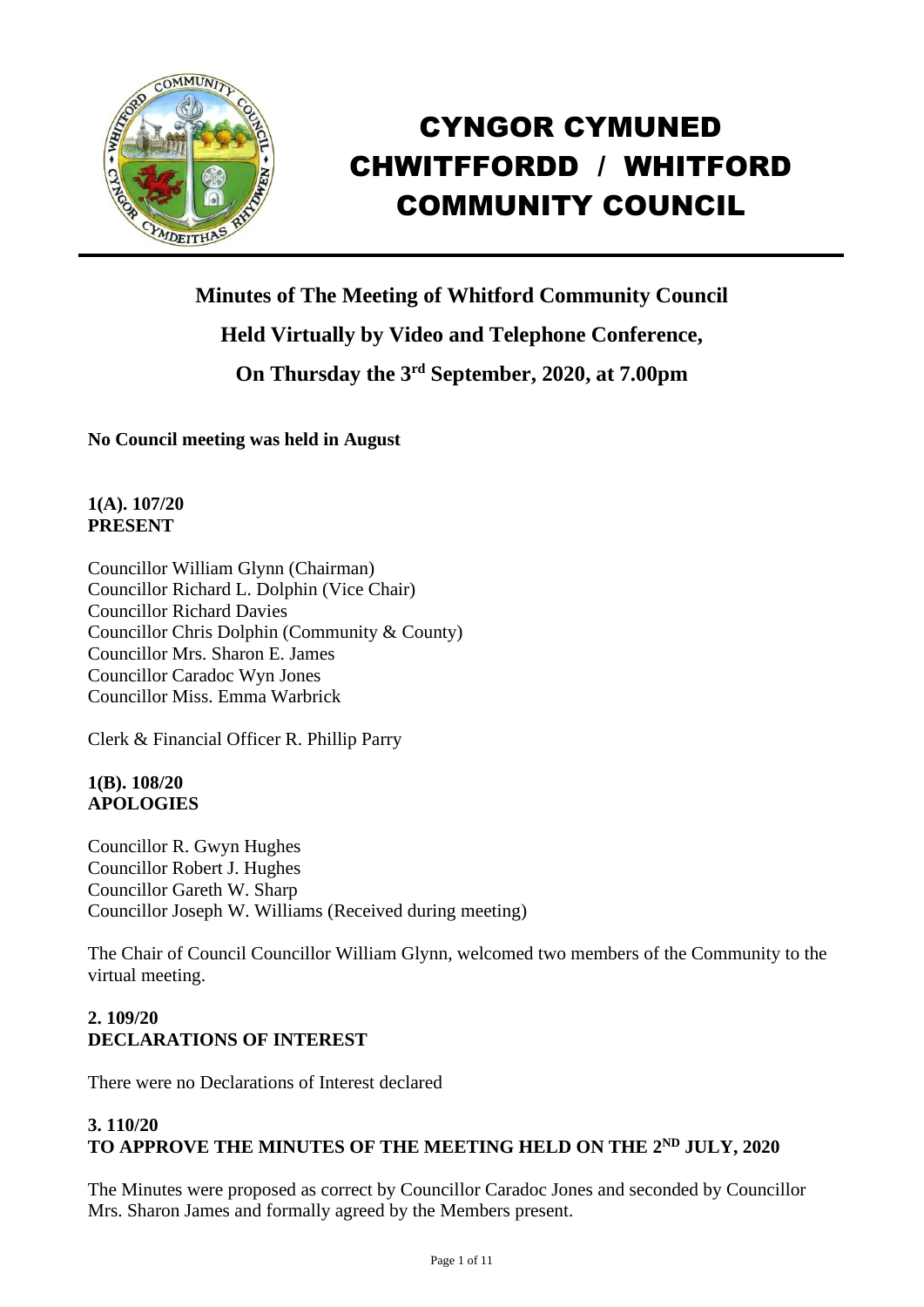# CYNGOR CYMUNED CHWITFFORDD / WHITFORD COMMUNITY COUNCIL

## Minutes of The Meeting of Whitford Community Council
## Held Virtually by Video and Telephone Conference,
## On Thursday the 3rd September, 2020, at 7.00pm

**No Council meeting was held in August**

**1(A). 107/20**
**PRESENT**

Councillor William Glynn (Chairman)
Councillor Richard L. Dolphin (Vice Chair)
Councillor Richard Davies
Councillor Chris Dolphin (Community & County)
Councillor Mrs. Sharon E. James
Councillor Caradoc Wyn Jones
Councillor Miss. Emma Warbrick

Clerk & Financial Officer R. Phillip Parry

**1(B). 108/20**
**APOLOGIES**

Councillor R. Gwyn Hughes
Councillor Robert J. Hughes
Councillor Gareth W. Sharp
Councillor Joseph W. Williams (Received during meeting)

The Chair of Council Councillor William Glynn, welcomed two members of the Community to the virtual meeting.

**2. 109/20**
**DECLARATIONS OF INTEREST**

There were no Declarations of Interest declared

**3. 110/20**
**TO APPROVE THE MINUTES OF THE MEETING HELD ON THE 2ND JULY, 2020**

The Minutes were proposed as correct by Councillor Caradoc Jones and seconded by Councillor Mrs. Sharon James and formally agreed by the Members present.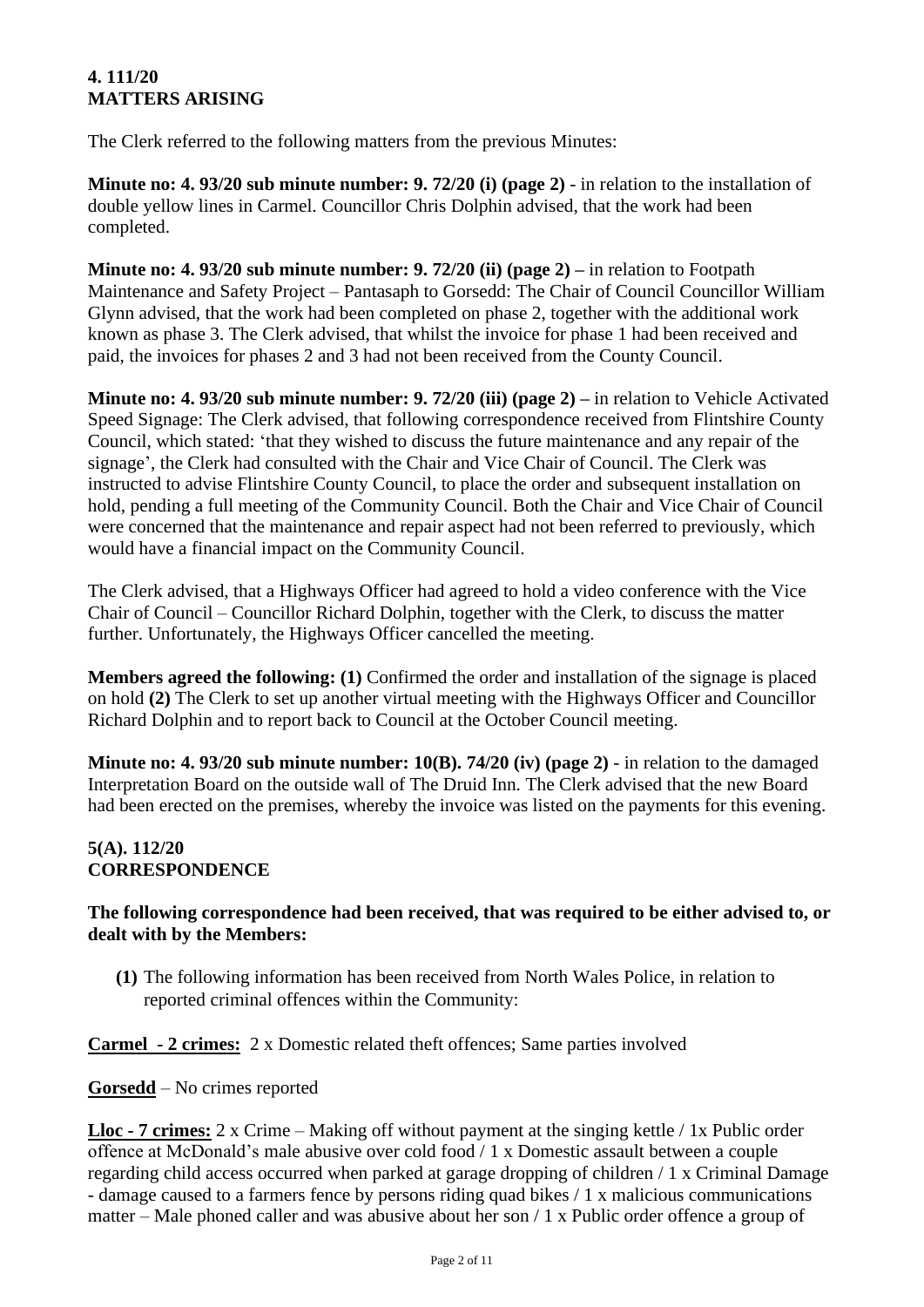**4. 111/20**
**MATTERS ARISING**

The Clerk referred to the following matters from the previous Minutes:

**Minute no: 4. 93/20 sub minute number: 9. 72/20 (i) (page 2)** - in relation to the installation of double yellow lines in Carmel. Councillor Chris Dolphin advised, that the work had been completed.

**Minute no: 4. 93/20 sub minute number: 9. 72/20 (ii) (page 2) –** in relation to Footpath Maintenance and Safety Project – Pantasaph to Gorsedd: The Chair of Council Councillor William Glynn advised, that the work had been completed on phase 2, together with the additional work known as phase 3. The Clerk advised, that whilst the invoice for phase 1 had been received and paid, the invoices for phases 2 and 3 had not been received from the County Council.

**Minute no: 4. 93/20 sub minute number: 9. 72/20 (iii) (page 2) –** in relation to Vehicle Activated Speed Signage: The Clerk advised, that following correspondence received from Flintshire County Council, which stated: 'that they wished to discuss the future maintenance and any repair of the signage', the Clerk had consulted with the Chair and Vice Chair of Council. The Clerk was instructed to advise Flintshire County Council, to place the order and subsequent installation on hold, pending a full meeting of the Community Council. Both the Chair and Vice Chair of Council were concerned that the maintenance and repair aspect had not been referred to previously, which would have a financial impact on the Community Council.

The Clerk advised, that a Highways Officer had agreed to hold a video conference with the Vice Chair of Council – Councillor Richard Dolphin, together with the Clerk, to discuss the matter further. Unfortunately, the Highways Officer cancelled the meeting.

**Members agreed the following: (1)** Confirmed the order and installation of the signage is placed on hold **(2)** The Clerk to set up another virtual meeting with the Highways Officer and Councillor Richard Dolphin and to report back to Council at the October Council meeting.

**Minute no: 4. 93/20 sub minute number: 10(B). 74/20 (iv) (page 2)** - in relation to the damaged Interpretation Board on the outside wall of The Druid Inn. The Clerk advised that the new Board had been erected on the premises, whereby the invoice was listed on the payments for this evening.

**5(A). 112/20**
**CORRESPONDENCE**

**The following correspondence had been received, that was required to be either advised to, or dealt with by the Members:**

**(1)** The following information has been received from North Wales Police, in relation to reported criminal offences within the Community:

**Carmel - 2 crimes:** 2 x Domestic related theft offences; Same parties involved

**Gorsedd** – No crimes reported

**Lloc - 7 crimes:** 2 x Crime – Making off without payment at the singing kettle / 1x Public order offence at McDonald's male abusive over cold food / 1 x Domestic assault between a couple regarding child access occurred when parked at garage dropping of children / 1 x Criminal Damage - damage caused to a farmers fence by persons riding quad bikes / 1 x malicious communications matter – Male phoned caller and was abusive about her son / 1 x Public order offence a group of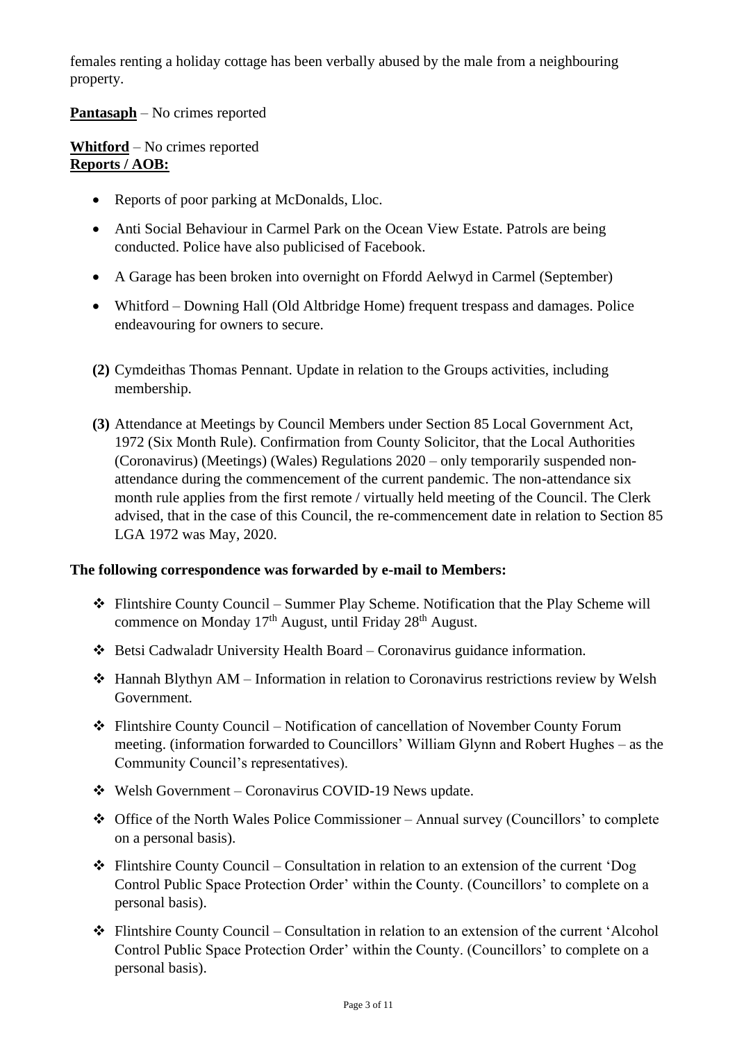females renting a holiday cottage has been verbally abused by the male from a neighbouring property.

**Pantasaph** – No crimes reported

**Whitford** – No crimes reported
**Reports / AOB:**

- Reports of poor parking at McDonalds, Lloc.
- Anti Social Behaviour in Carmel Park on the Ocean View Estate. Patrols are being conducted. Police have also publicised of Facebook.
- A Garage has been broken into overnight on Ffordd Aelwyd in Carmel (September)
- Whitford – Downing Hall (Old Altbridge Home) frequent trespass and damages. Police endeavouring for owners to secure.

**(2)** Cymdeithas Thomas Pennant. Update in relation to the Groups activities, including membership.

**(3)** Attendance at Meetings by Council Members under Section 85 Local Government Act, 1972 (Six Month Rule). Confirmation from County Solicitor, that the Local Authorities (Coronavirus) (Meetings) (Wales) Regulations 2020 – only temporarily suspended non-attendance during the commencement of the current pandemic. The non-attendance six month rule applies from the first remote / virtually held meeting of the Council. The Clerk advised, that in the case of this Council, the re-commencement date in relation to Section 85 LGA 1972 was May, 2020.

**The following correspondence was forwarded by e-mail to Members:**

- ❖ Flintshire County Council – Summer Play Scheme. Notification that the Play Scheme will commence on Monday 17th August, until Friday 28th August.
- ❖ Betsi Cadwaladr University Health Board – Coronavirus guidance information.
- ❖ Hannah Blythyn AM – Information in relation to Coronavirus restrictions review by Welsh Government.
- ❖ Flintshire County Council – Notification of cancellation of November County Forum meeting. (information forwarded to Councillors' William Glynn and Robert Hughes – as the Community Council's representatives).
- ❖ Welsh Government – Coronavirus COVID-19 News update.
- ❖ Office of the North Wales Police Commissioner – Annual survey (Councillors' to complete on a personal basis).
- ❖ Flintshire County Council – Consultation in relation to an extension of the current 'Dog Control Public Space Protection Order' within the County. (Councillors' to complete on a personal basis).
- ❖ Flintshire County Council – Consultation in relation to an extension of the current 'Alcohol Control Public Space Protection Order' within the County. (Councillors' to complete on a personal basis).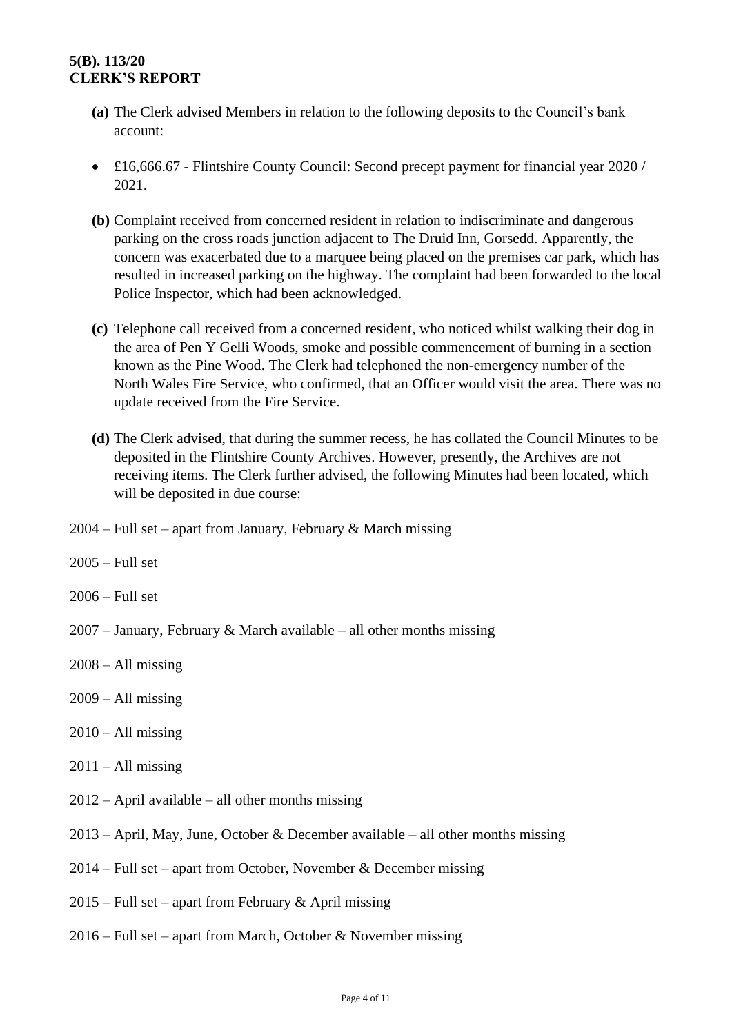**5(B). 113/20**
**CLERK'S REPORT**

**(a)** The Clerk advised Members in relation to the following deposits to the Council's bank account:

- £16,666.67 - Flintshire County Council: Second precept payment for financial year 2020 / 2021.

**(b)** Complaint received from concerned resident in relation to indiscriminate and dangerous parking on the cross roads junction adjacent to The Druid Inn, Gorsedd. Apparently, the concern was exacerbated due to a marquee being placed on the premises car park, which has resulted in increased parking on the highway. The complaint had been forwarded to the local Police Inspector, which had been acknowledged.

**(c)** Telephone call received from a concerned resident, who noticed whilst walking their dog in the area of Pen Y Gelli Woods, smoke and possible commencement of burning in a section known as the Pine Wood. The Clerk had telephoned the non-emergency number of the North Wales Fire Service, who confirmed, that an Officer would visit the area. There was no update received from the Fire Service.

**(d)** The Clerk advised, that during the summer recess, he has collated the Council Minutes to be deposited in the Flintshire County Archives. However, presently, the Archives are not receiving items. The Clerk further advised, the following Minutes had been located, which will be deposited in due course:

2004 – Full set – apart from January, February & March missing

2005 – Full set

2006 – Full set

2007 – January, February & March available – all other months missing

2008 – All missing

2009 – All missing

2010 – All missing

2011 – All missing

2012 – April available – all other months missing

2013 – April, May, June, October & December available – all other months missing

2014 – Full set – apart from October, November & December missing

2015 – Full set – apart from February & April missing

2016 – Full set – apart from March, October & November missing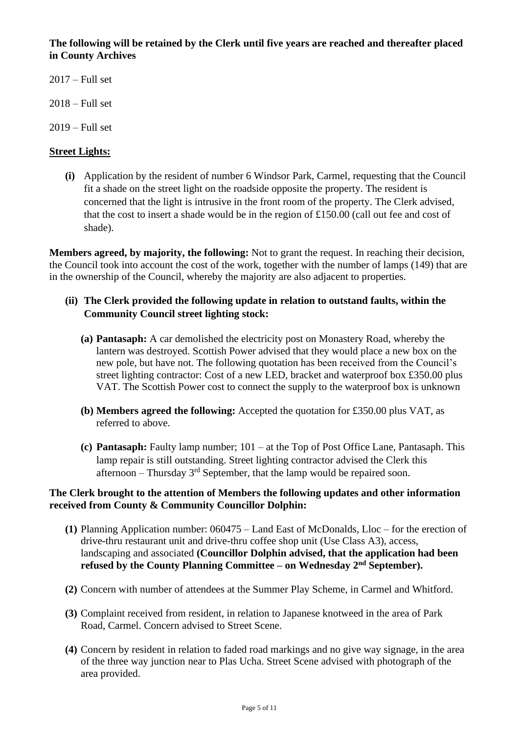**The following will be retained by the Clerk until five years are reached and thereafter placed in County Archives**

2017 – Full set

2018 – Full set

2019 – Full set

**Street Lights:**

**(i)** Application by the resident of number 6 Windsor Park, Carmel, requesting that the Council fit a shade on the street light on the roadside opposite the property. The resident is concerned that the light is intrusive in the front room of the property. The Clerk advised, that the cost to insert a shade would be in the region of £150.00 (call out fee and cost of shade).

**Members agreed, by majority, the following:** Not to grant the request. In reaching their decision, the Council took into account the cost of the work, together with the number of lamps (149) that are in the ownership of the Council, whereby the majority are also adjacent to properties.

**(ii) The Clerk provided the following update in relation to outstand faults, within the Community Council street lighting stock:**

**(a) Pantasaph:** A car demolished the electricity post on Monastery Road, whereby the lantern was destroyed. Scottish Power advised that they would place a new box on the new pole, but have not. The following quotation has been received from the Council's street lighting contractor: Cost of a new LED, bracket and waterproof box £350.00 plus VAT. The Scottish Power cost to connect the supply to the waterproof box is unknown

**(b) Members agreed the following:** Accepted the quotation for £350.00 plus VAT, as referred to above.

**(c) Pantasaph:** Faulty lamp number; 101 – at the Top of Post Office Lane, Pantasaph. This lamp repair is still outstanding. Street lighting contractor advised the Clerk this afternoon – Thursday 3rd September, that the lamp would be repaired soon.

**The Clerk brought to the attention of Members the following updates and other information received from County & Community Councillor Dolphin:**

**(1)** Planning Application number: 060475 – Land East of McDonalds, Lloc – for the erection of drive-thru restaurant unit and drive-thru coffee shop unit (Use Class A3), access, landscaping and associated **(Councillor Dolphin advised, that the application had been refused by the County Planning Committee – on Wednesday 2nd September).**

**(2)** Concern with number of attendees at the Summer Play Scheme, in Carmel and Whitford.

**(3)** Complaint received from resident, in relation to Japanese knotweed in the area of Park Road, Carmel. Concern advised to Street Scene.

**(4)** Concern by resident in relation to faded road markings and no give way signage, in the area of the three way junction near to Plas Ucha. Street Scene advised with photograph of the area provided.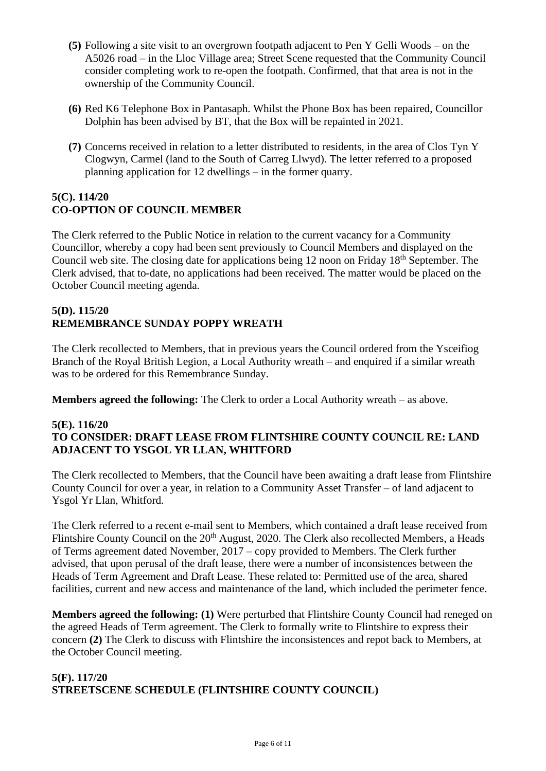**(5)** Following a site visit to an overgrown footpath adjacent to Pen Y Gelli Woods – on the A5026 road – in the Lloc Village area; Street Scene requested that the Community Council consider completing work to re-open the footpath. Confirmed, that that area is not in the ownership of the Community Council.

**(6)** Red K6 Telephone Box in Pantasaph. Whilst the Phone Box has been repaired, Councillor Dolphin has been advised by BT, that the Box will be repainted in 2021.

**(7)** Concerns received in relation to a letter distributed to residents, in the area of Clos Tyn Y Clogwyn, Carmel (land to the South of Carreg Llwyd). The letter referred to a proposed planning application for 12 dwellings – in the former quarry.

**5(C). 114/20**
**CO-OPTION OF COUNCIL MEMBER**

The Clerk referred to the Public Notice in relation to the current vacancy for a Community Councillor, whereby a copy had been sent previously to Council Members and displayed on the Council web site. The closing date for applications being 12 noon on Friday 18th September. The Clerk advised, that to-date, no applications had been received. The matter would be placed on the October Council meeting agenda.

**5(D). 115/20**
**REMEMBRANCE SUNDAY POPPY WREATH**

The Clerk recollected to Members, that in previous years the Council ordered from the Ysceifiog Branch of the Royal British Legion, a Local Authority wreath – and enquired if a similar wreath was to be ordered for this Remembrance Sunday.

**Members agreed the following:** The Clerk to order a Local Authority wreath – as above.

**5(E). 116/20**
**TO CONSIDER: DRAFT LEASE FROM FLINTSHIRE COUNTY COUNCIL RE: LAND ADJACENT TO YSGOL YR LLAN, WHITFORD**

The Clerk recollected to Members, that the Council have been awaiting a draft lease from Flintshire County Council for over a year, in relation to a Community Asset Transfer – of land adjacent to Ysgol Yr Llan, Whitford.

The Clerk referred to a recent e-mail sent to Members, which contained a draft lease received from Flintshire County Council on the 20th August, 2020. The Clerk also recollected Members, a Heads of Terms agreement dated November, 2017 – copy provided to Members. The Clerk further advised, that upon perusal of the draft lease, there were a number of inconsistences between the Heads of Term Agreement and Draft Lease. These related to: Permitted use of the area, shared facilities, current and new access and maintenance of the land, which included the perimeter fence.

**Members agreed the following: (1)** Were perturbed that Flintshire County Council had reneged on the agreed Heads of Term agreement. The Clerk to formally write to Flintshire to express their concern **(2)** The Clerk to discuss with Flintshire the inconsistences and repot back to Members, at the October Council meeting.

**5(F). 117/20**
**STREETSCENE SCHEDULE (FLINTSHIRE COUNTY COUNCIL)**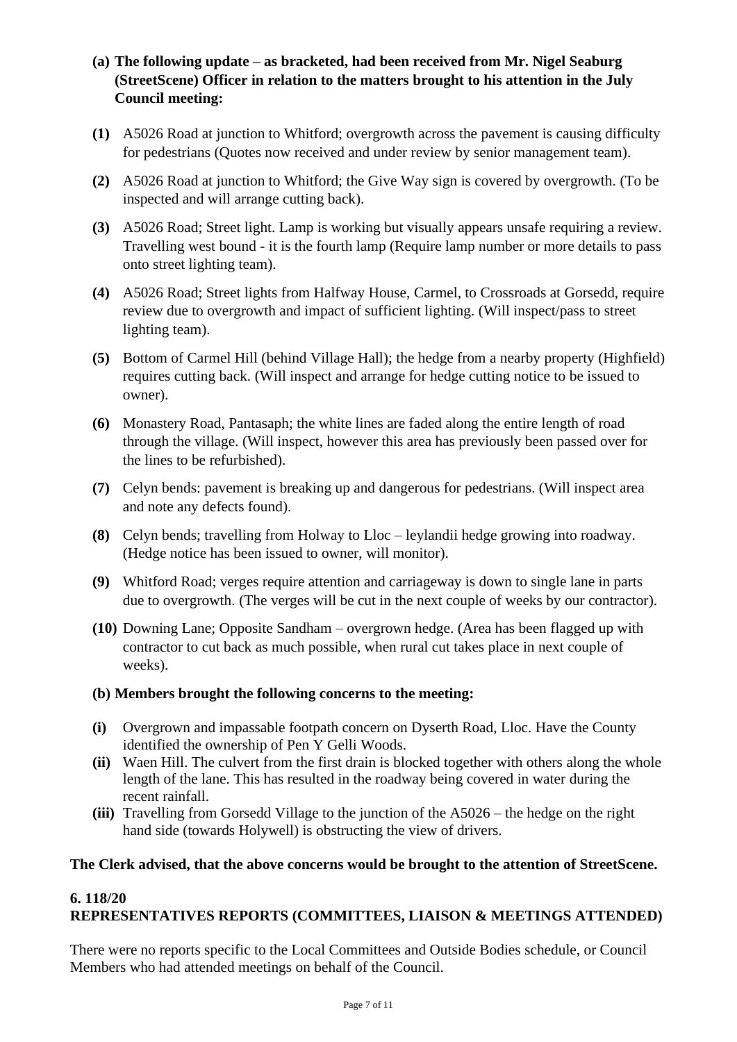**(a) The following update – as bracketed, had been received from Mr. Nigel Seaburg (StreetScene) Officer in relation to the matters brought to his attention in the July Council meeting:**

**(1)** A5026 Road at junction to Whitford; overgrowth across the pavement is causing difficulty for pedestrians (Quotes now received and under review by senior management team).

**(2)** A5026 Road at junction to Whitford; the Give Way sign is covered by overgrowth. (To be inspected and will arrange cutting back).

**(3)** A5026 Road; Street light. Lamp is working but visually appears unsafe requiring a review. Travelling west bound - it is the fourth lamp (Require lamp number or more details to pass onto street lighting team).

**(4)** A5026 Road; Street lights from Halfway House, Carmel, to Crossroads at Gorsedd, require review due to overgrowth and impact of sufficient lighting. (Will inspect/pass to street lighting team).

**(5)** Bottom of Carmel Hill (behind Village Hall); the hedge from a nearby property (Highfield) requires cutting back. (Will inspect and arrange for hedge cutting notice to be issued to owner).

**(6)** Monastery Road, Pantasaph; the white lines are faded along the entire length of road through the village. (Will inspect, however this area has previously been passed over for the lines to be refurbished).

**(7)** Celyn bends: pavement is breaking up and dangerous for pedestrians. (Will inspect area and note any defects found).

**(8)** Celyn bends; travelling from Holway to Lloc – leylandii hedge growing into roadway. (Hedge notice has been issued to owner, will monitor).

**(9)** Whitford Road; verges require attention and carriageway is down to single lane in parts due to overgrowth. (The verges will be cut in the next couple of weeks by our contractor).

**(10)** Downing Lane; Opposite Sandham – overgrown hedge. (Area has been flagged up with contractor to cut back as much possible, when rural cut takes place in next couple of weeks).

**(b) Members brought the following concerns to the meeting:**

**(i)** Overgrown and impassable footpath concern on Dyserth Road, Lloc. Have the County identified the ownership of Pen Y Gelli Woods.

**(ii)** Waen Hill. The culvert from the first drain is blocked together with others along the whole length of the lane. This has resulted in the roadway being covered in water during the recent rainfall.

**(iii)** Travelling from Gorsedd Village to the junction of the A5026 – the hedge on the right hand side (towards Holywell) is obstructing the view of drivers.

**The Clerk advised, that the above concerns would be brought to the attention of StreetScene.**

**6. 118/20**
**REPRESENTATIVES REPORTS (COMMITTEES, LIAISON & MEETINGS ATTENDED)**

There were no reports specific to the Local Committees and Outside Bodies schedule, or Council Members who had attended meetings on behalf of the Council.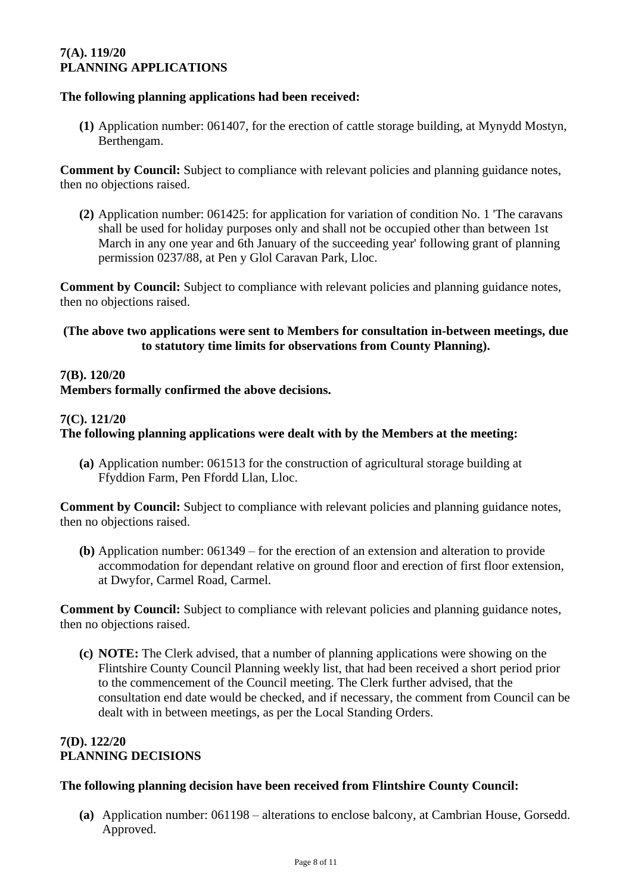**7(A). 119/20**
**PLANNING APPLICATIONS**

**The following planning applications had been received:**

**(1)** Application number: 061407, for the erection of cattle storage building, at Mynydd Mostyn, Berthengam.

**Comment by Council:** Subject to compliance with relevant policies and planning guidance notes, then no objections raised.

**(2)** Application number: 061425: for application for variation of condition No. 1 'The caravans shall be used for holiday purposes only and shall not be occupied other than between 1st March in any one year and 6th January of the succeeding year' following grant of planning permission 0237/88, at Pen y Glol Caravan Park, Lloc.

**Comment by Council:** Subject to compliance with relevant policies and planning guidance notes, then no objections raised.

**(The above two applications were sent to Members for consultation in-between meetings, due to statutory time limits for observations from County Planning).**

**7(B). 120/20**
**Members formally confirmed the above decisions.**

**7(C). 121/20**
**The following planning applications were dealt with by the Members at the meeting:**

**(a)** Application number: 061513 for the construction of agricultural storage building at Ffyddion Farm, Pen Ffordd Llan, Lloc.

**Comment by Council:** Subject to compliance with relevant policies and planning guidance notes, then no objections raised.

**(b)** Application number: 061349 – for the erection of an extension and alteration to provide accommodation for dependant relative on ground floor and erection of first floor extension, at Dwyfor, Carmel Road, Carmel.

**Comment by Council:** Subject to compliance with relevant policies and planning guidance notes, then no objections raised.

**(c)** **NOTE:** The Clerk advised, that a number of planning applications were showing on the Flintshire County Council Planning weekly list, that had been received a short period prior to the commencement of the Council meeting. The Clerk further advised, that the consultation end date would be checked, and if necessary, the comment from Council can be dealt with in between meetings, as per the Local Standing Orders.

**7(D). 122/20**
**PLANNING DECISIONS**

**The following planning decision have been received from Flintshire County Council:**

**(a)** Application number: 061198 – alterations to enclose balcony, at Cambrian House, Gorsedd. Approved.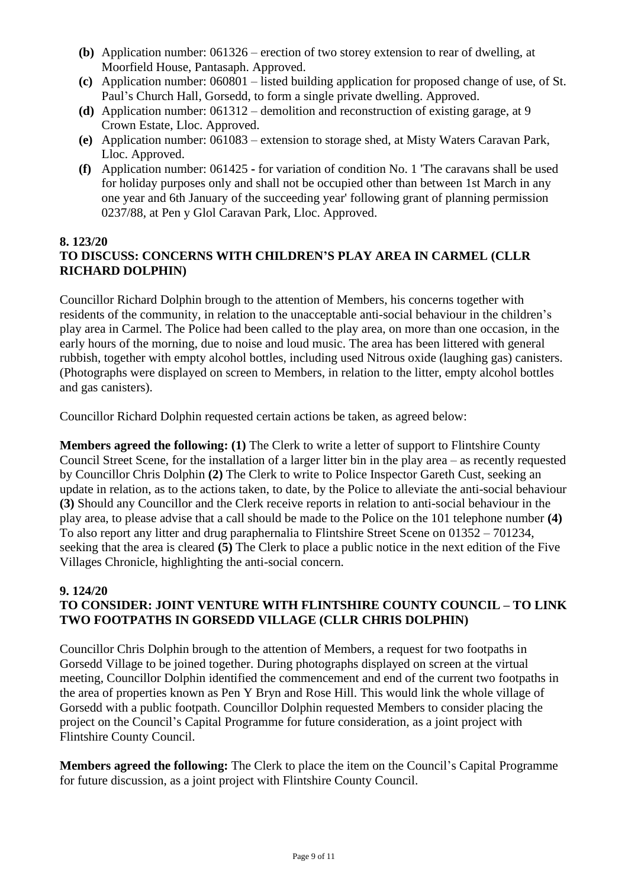- **(b)** Application number: 061326 – erection of two storey extension to rear of dwelling, at Moorfield House, Pantasaph. Approved.
- **(c)** Application number: 060801 – listed building application for proposed change of use, of St. Paul's Church Hall, Gorsedd, to form a single private dwelling. Approved.
- **(d)** Application number: 061312 – demolition and reconstruction of existing garage, at 9 Crown Estate, Lloc. Approved.
- **(e)** Application number: 061083 – extension to storage shed, at Misty Waters Caravan Park, Lloc. Approved.
- **(f)** Application number: 061425 **-** for variation of condition No. 1 'The caravans shall be used for holiday purposes only and shall not be occupied other than between 1st March in any one year and 6th January of the succeeding year' following grant of planning permission 0237/88, at Pen y Glol Caravan Park, Lloc. Approved.

**8. 123/20**
**TO DISCUSS: CONCERNS WITH CHILDREN'S PLAY AREA IN CARMEL (CLLR RICHARD DOLPHIN)**

Councillor Richard Dolphin brough to the attention of Members, his concerns together with residents of the community, in relation to the unacceptable anti-social behaviour in the children's play area in Carmel. The Police had been called to the play area, on more than one occasion, in the early hours of the morning, due to noise and loud music. The area has been littered with general rubbish, together with empty alcohol bottles, including used Nitrous oxide (laughing gas) canisters. (Photographs were displayed on screen to Members, in relation to the litter, empty alcohol bottles and gas canisters).

Councillor Richard Dolphin requested certain actions be taken, as agreed below:

**Members agreed the following: (1)** The Clerk to write a letter of support to Flintshire County Council Street Scene, for the installation of a larger litter bin in the play area – as recently requested by Councillor Chris Dolphin **(2)** The Clerk to write to Police Inspector Gareth Cust, seeking an update in relation, as to the actions taken, to date, by the Police to alleviate the anti-social behaviour **(3)** Should any Councillor and the Clerk receive reports in relation to anti-social behaviour in the play area, to please advise that a call should be made to the Police on the 101 telephone number **(4)** To also report any litter and drug paraphernalia to Flintshire Street Scene on 01352 – 701234, seeking that the area is cleared **(5)** The Clerk to place a public notice in the next edition of the Five Villages Chronicle, highlighting the anti-social concern.

**9. 124/20**
**TO CONSIDER: JOINT VENTURE WITH FLINTSHIRE COUNTY COUNCIL – TO LINK TWO FOOTPATHS IN GORSEDD VILLAGE (CLLR CHRIS DOLPHIN)**

Councillor Chris Dolphin brough to the attention of Members, a request for two footpaths in Gorsedd Village to be joined together. During photographs displayed on screen at the virtual meeting, Councillor Dolphin identified the commencement and end of the current two footpaths in the area of properties known as Pen Y Bryn and Rose Hill. This would link the whole village of Gorsedd with a public footpath. Councillor Dolphin requested Members to consider placing the project on the Council's Capital Programme for future consideration, as a joint project with Flintshire County Council.

**Members agreed the following:** The Clerk to place the item on the Council's Capital Programme for future discussion, as a joint project with Flintshire County Council.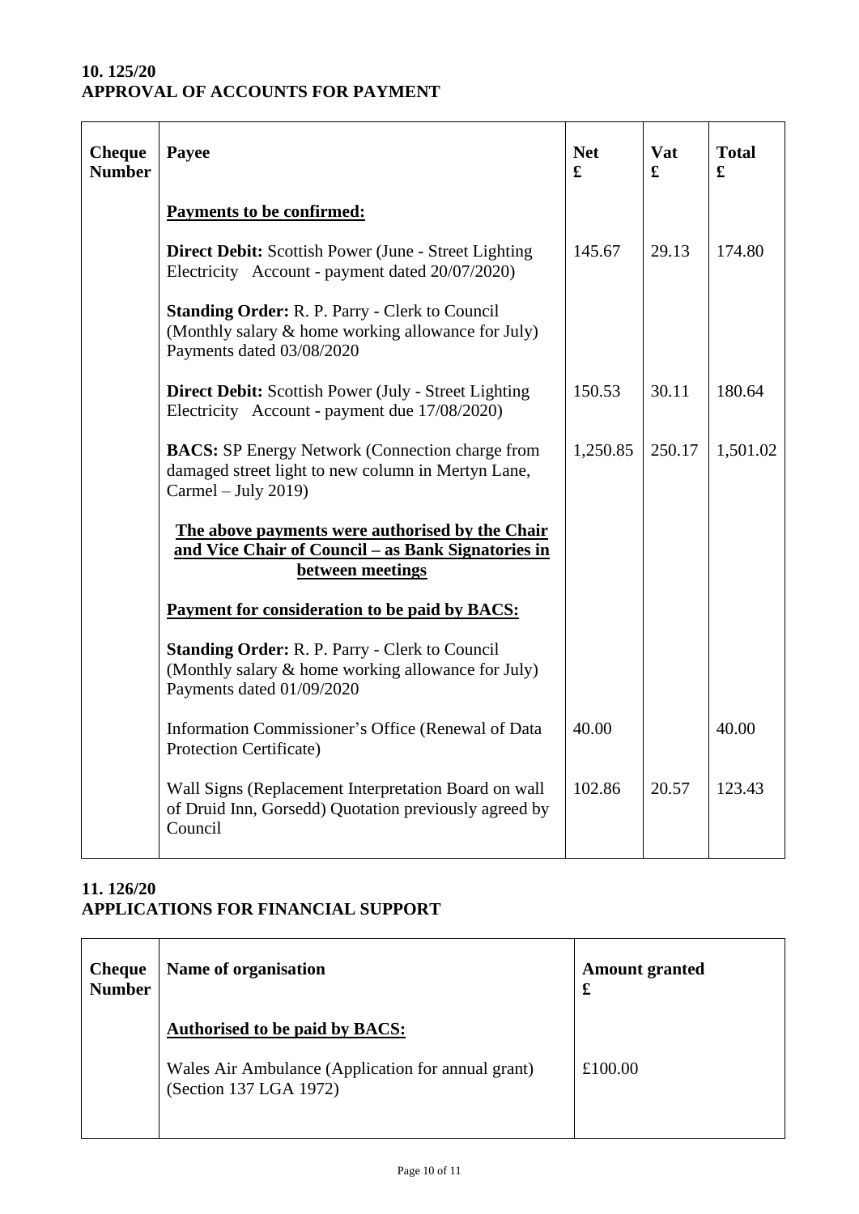## 10. 125/20
## APPROVAL OF ACCOUNTS FOR PAYMENT

| Cheque Number | Payee | Net £ | Vat £ | Total £ |
|---|---|---|---|---|
| | **Payments to be confirmed:** | | | |
| | **Direct Debit:** Scottish Power (June - Street Lighting Electricity Account - payment dated 20/07/2020) | 145.67 | 29.13 | 174.80 |
| | **Standing Order:** R. P. Parry - Clerk to Council (Monthly salary & home working allowance for July) Payments dated 03/08/2020 | | | |
| | **Direct Debit:** Scottish Power (July - Street Lighting Electricity Account - payment due 17/08/2020) | 150.53 | 30.11 | 180.64 |
| | **BACS:** SP Energy Network (Connection charge from damaged street light to new column in Mertyn Lane, Carmel – July 2019) | 1,250.85 | 250.17 | 1,501.02 |
| | **The above payments were authorised by the Chair and Vice Chair of Council – as Bank Signatories in between meetings** | | | |
| | **Payment for consideration to be paid by BACS:** | | | |
| | **Standing Order:** R. P. Parry - Clerk to Council (Monthly salary & home working allowance for July) Payments dated 01/09/2020 | | | |
| | Information Commissioner's Office (Renewal of Data Protection Certificate) | 40.00 | | 40.00 |
| | Wall Signs (Replacement Interpretation Board on wall of Druid Inn, Gorsedd) Quotation previously agreed by Council | 102.86 | 20.57 | 123.43 |

## 11. 126/20
## APPLICATIONS FOR FINANCIAL SUPPORT

| Cheque Number | Name of organisation | Amount granted £ |
|---|---|---|
| | **Authorised to be paid by BACS:** | |
| | Wales Air Ambulance (Application for annual grant) (Section 137 LGA 1972) | £100.00 |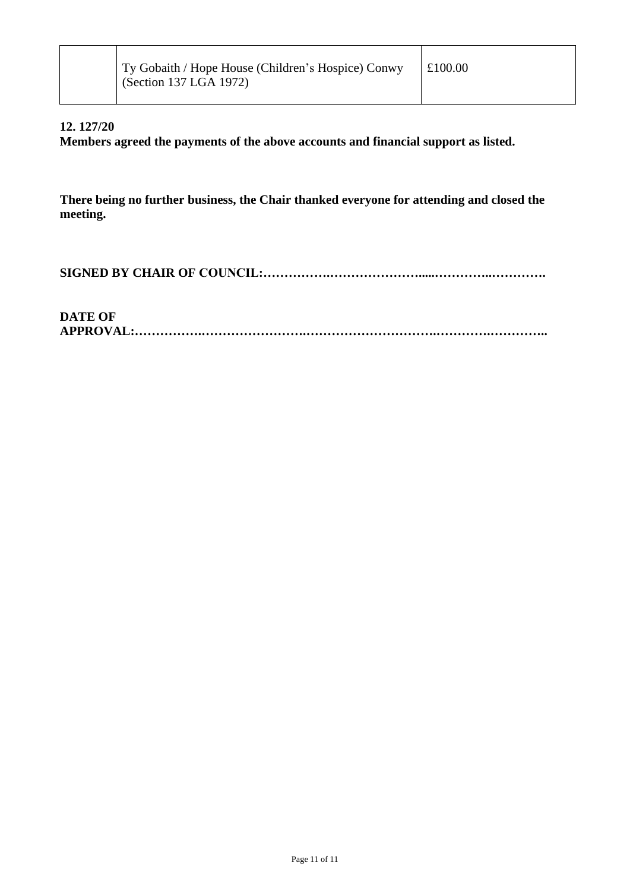| | | |
|---|---|---|
| | Ty Gobaith / Hope House (Children's Hospice) Conwy (Section 137 LGA 1972) | £100.00 |

**12. 127/20**
**Members agreed the payments of the above accounts and financial support as listed.**

**There being no further business, the Chair thanked everyone for attending and closed the meeting.**

**SIGNED BY CHAIR OF COUNCIL:…………….………………….....…………..………….**

**DATE OF APPROVAL:…………….…………………….………………………….………….…………..**